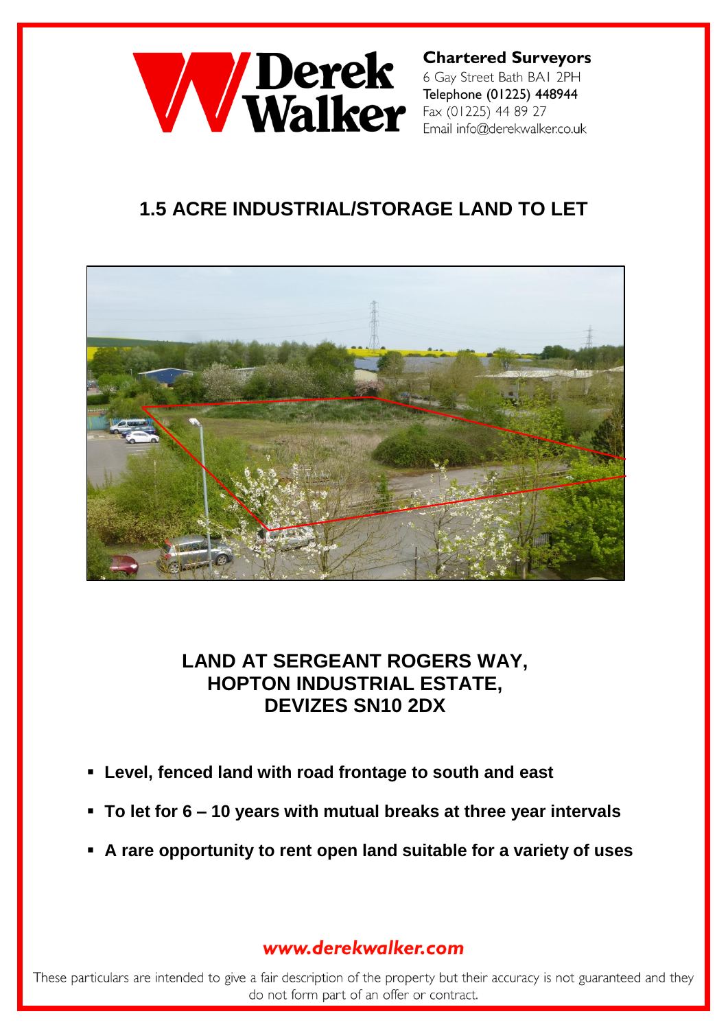Derek Walker

**Chartered Surveyors**
6 Gay Street Bath BA1 2PH
Telephone (01225) 448944
Fax (01225) 44 89 27
Email info@derekwalker.co.uk

# 1.5 ACRE INDUSTRIAL/STORAGE LAND TO LET

## LAND AT SERGEANT ROGERS WAY, HOPTON INDUSTRIAL ESTATE, DEVIZES SN10 2DX

- **Level, fenced land with road frontage to south and east**
- **To let for 6 – 10 years with mutual breaks at three year intervals**
- **A rare opportunity to rent open land suitable for a variety of uses**

*www.derekwalker.com*

These particulars are intended to give a fair description of the property but their accuracy is not guaranteed and they do not form part of an offer or contract.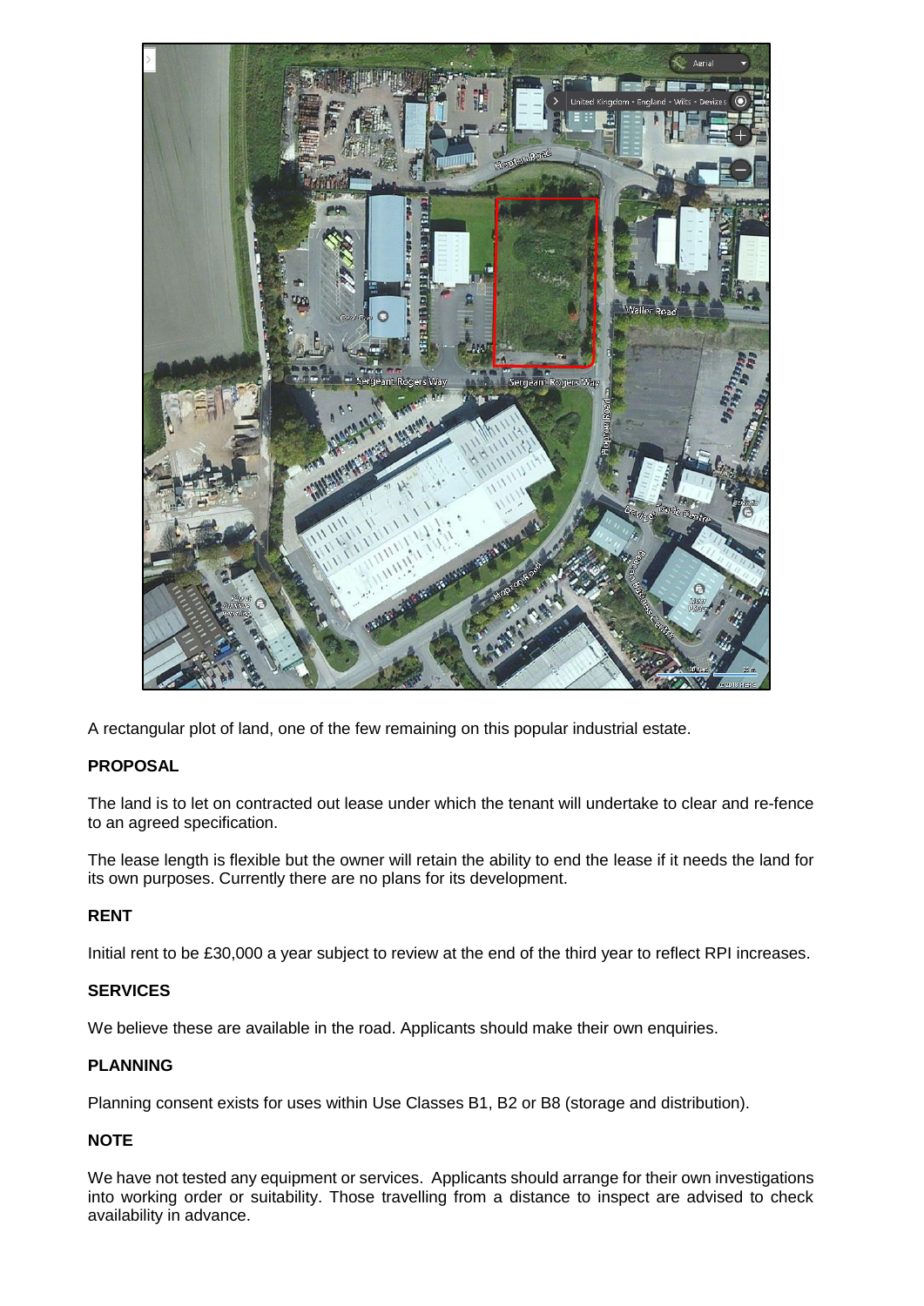A rectangular plot of land, one of the few remaining on this popular industrial estate.

**PROPOSAL**

The land is to let on contracted out lease under which the tenant will undertake to clear and re-fence to an agreed specification.

The lease length is flexible but the owner will retain the ability to end the lease if it needs the land for its own purposes. Currently there are no plans for its development.

**RENT**

Initial rent to be £30,000 a year subject to review at the end of the third year to reflect RPI increases.

**SERVICES**

We believe these are available in the road. Applicants should make their own enquiries.

**PLANNING**

Planning consent exists for uses within Use Classes B1, B2 or B8 (storage and distribution).

**NOTE**

We have not tested any equipment or services. Applicants should arrange for their own investigations into working order or suitability. Those travelling from a distance to inspect are advised to check availability in advance.